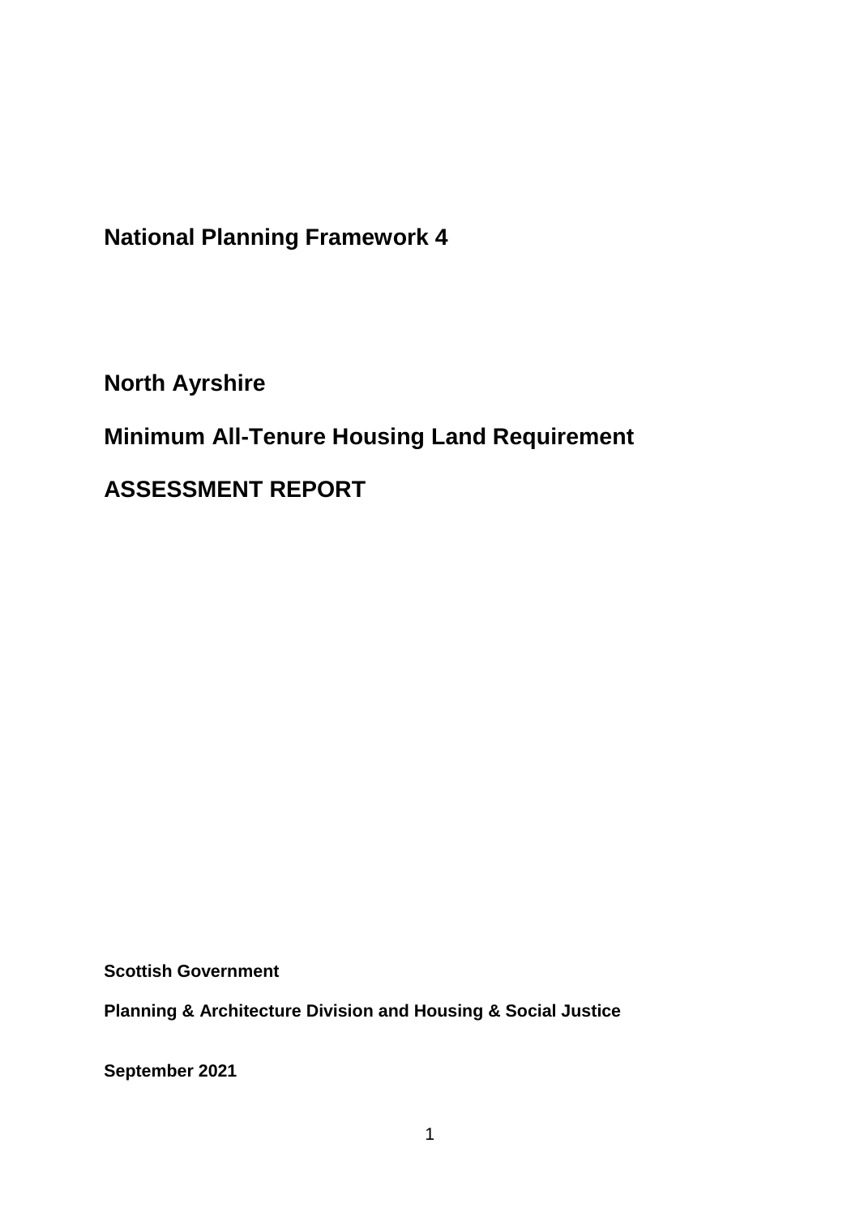# National Planning Framework 4

# North Ayrshire

# Minimum All-Tenure Housing Land Requirement

# ASSESSMENT REPORT

**Scottish Government**

**Planning & Architecture Division and Housing & Social Justice**

**September 2021**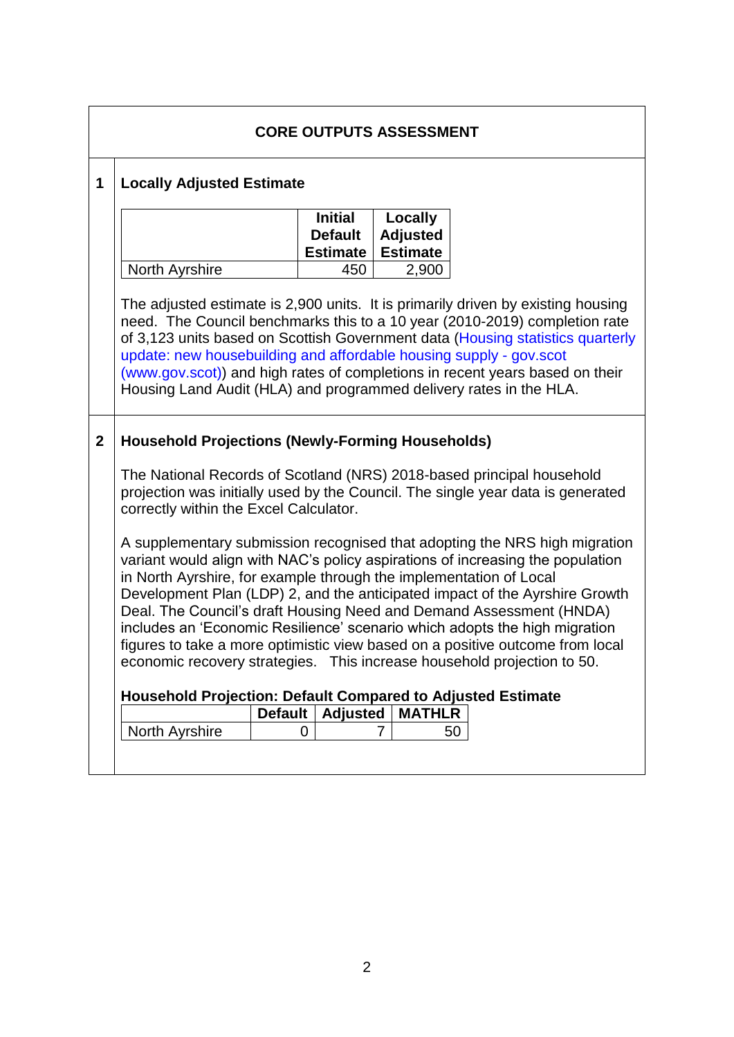## CORE OUTPUTS ASSESSMENT

### 1 Locally Adjusted Estimate

| | Initial Default Estimate | Locally Adjusted Estimate |
|---|---|---|
| North Ayrshire | 450 | 2,900 |

The adjusted estimate is 2,900 units. It is primarily driven by existing housing need. The Council benchmarks this to a 10 year (2010-2019) completion rate of 3,123 units based on Scottish Government data (Housing statistics quarterly update: new housebuilding and affordable housing supply - gov.scot (www.gov.scot)) and high rates of completions in recent years based on their Housing Land Audit (HLA) and programmed delivery rates in the HLA.

### 2 Household Projections (Newly-Forming Households)

The National Records of Scotland (NRS) 2018-based principal household projection was initially used by the Council. The single year data is generated correctly within the Excel Calculator.

A supplementary submission recognised that adopting the NRS high migration variant would align with NAC's policy aspirations of increasing the population in North Ayrshire, for example through the implementation of Local Development Plan (LDP) 2, and the anticipated impact of the Ayrshire Growth Deal. The Council's draft Housing Need and Demand Assessment (HNDA) includes an 'Economic Resilience' scenario which adopts the high migration figures to take a more optimistic view based on a positive outcome from local economic recovery strategies. This increase household projection to 50.

**Household Projection: Default Compared to Adjusted Estimate**

| | Default | Adjusted | MATHLR |
|---|---|---|---|
| North Ayrshire | 0 | 7 | 50 |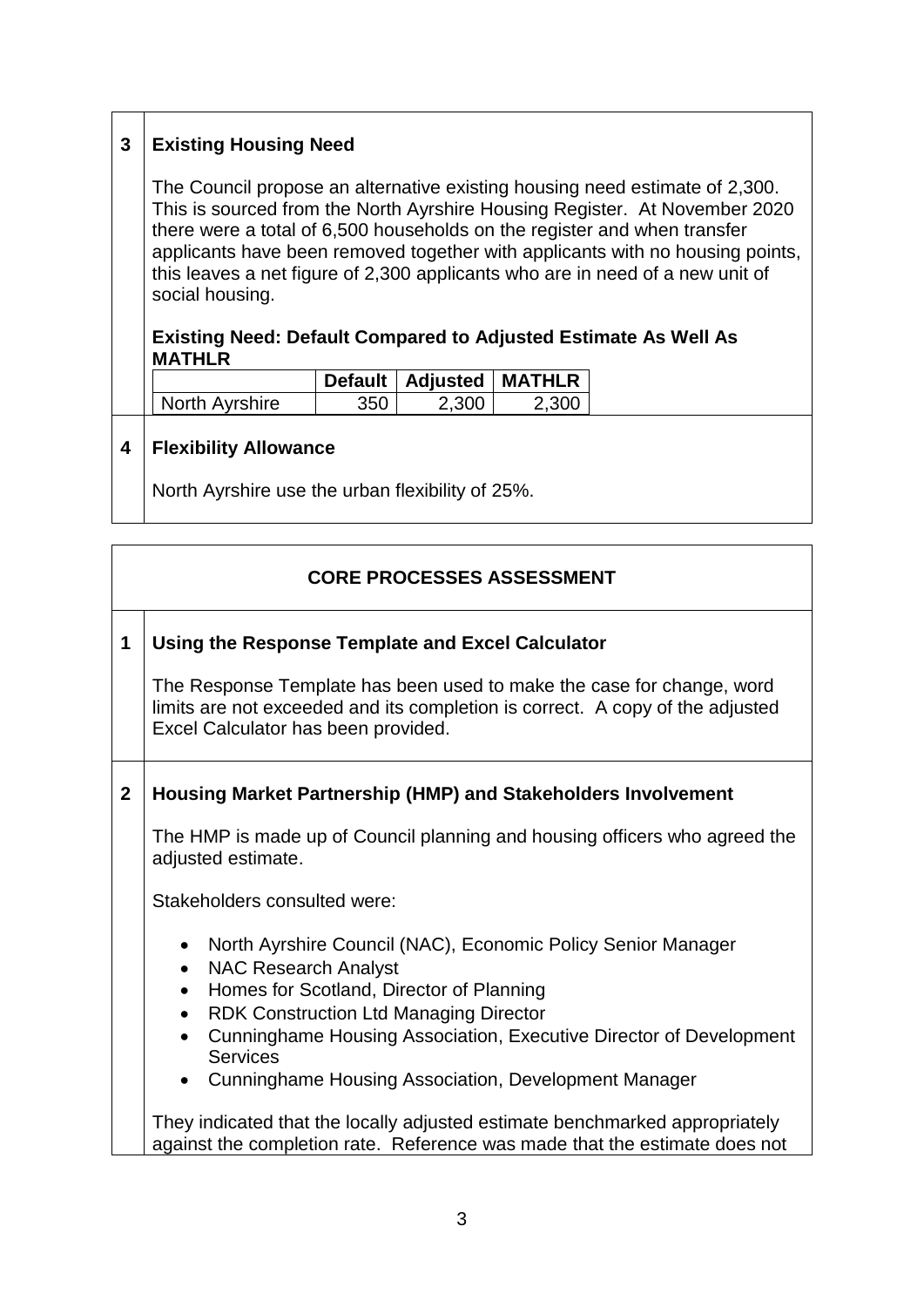## 3 Existing Housing Need

The Council propose an alternative existing housing need estimate of 2,300. This is sourced from the North Ayrshire Housing Register. At November 2020 there were a total of 6,500 households on the register and when transfer applicants have been removed together with applicants with no housing points, this leaves a net figure of 2,300 applicants who are in need of a new unit of social housing.

**Existing Need: Default Compared to Adjusted Estimate As Well As MATHLR**

| | Default | Adjusted | MATHLR |
|---|---|---|---|
| North Ayrshire | 350 | 2,300 | 2,300 |

## 4 Flexibility Allowance

North Ayrshire use the urban flexibility of 25%.

# CORE PROCESSES ASSESSMENT

## 1 Using the Response Template and Excel Calculator

The Response Template has been used to make the case for change, word limits are not exceeded and its completion is correct. A copy of the adjusted Excel Calculator has been provided.

## 2 Housing Market Partnership (HMP) and Stakeholders Involvement

The HMP is made up of Council planning and housing officers who agreed the adjusted estimate.

Stakeholders consulted were:

- North Ayrshire Council (NAC), Economic Policy Senior Manager
- NAC Research Analyst
- Homes for Scotland, Director of Planning
- RDK Construction Ltd Managing Director
- Cunninghame Housing Association, Executive Director of Development Services
- Cunninghame Housing Association, Development Manager

They indicated that the locally adjusted estimate benchmarked appropriately against the completion rate. Reference was made that the estimate does not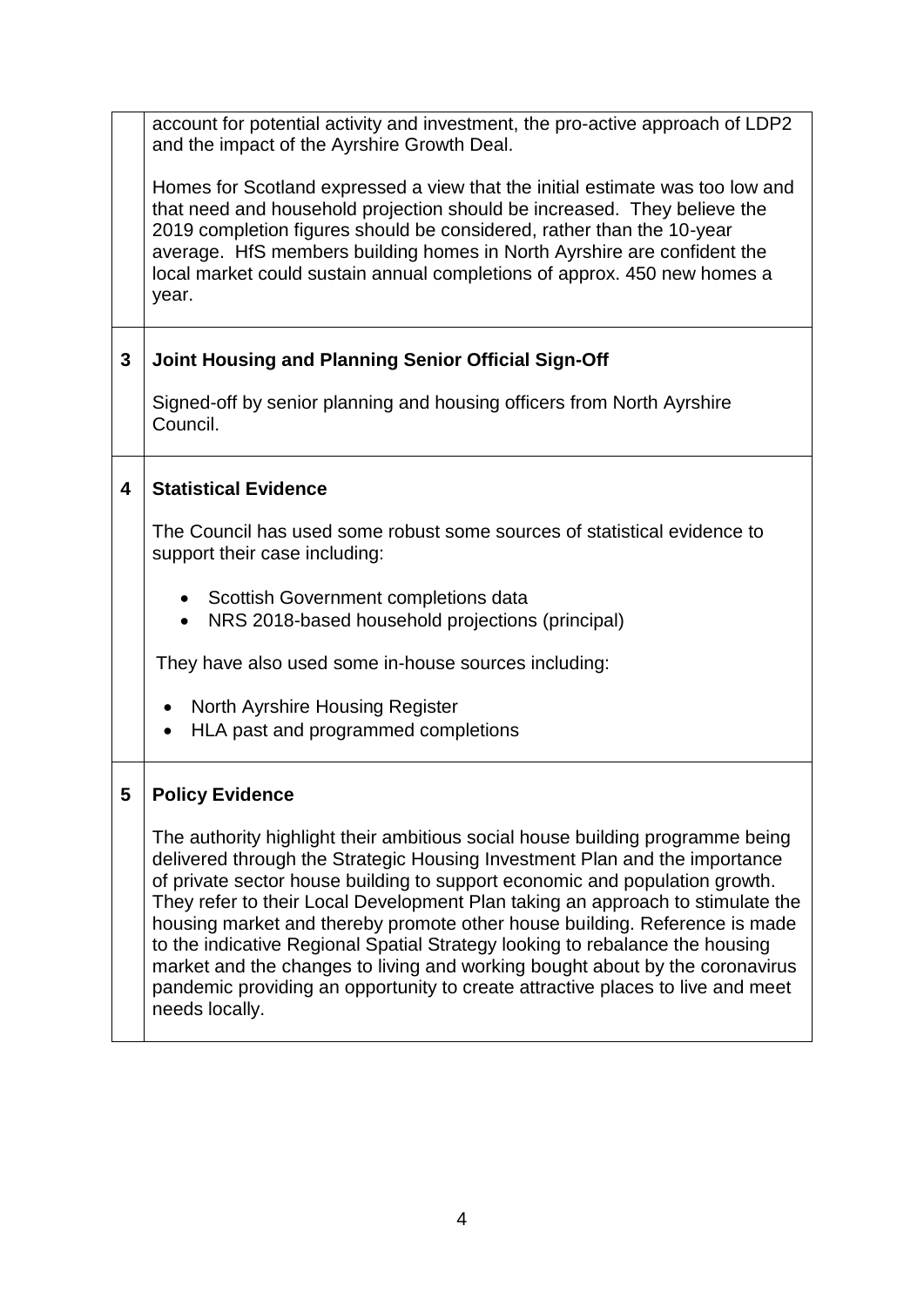| | |
|---|---|
| | account for potential activity and investment, the pro-active approach of LDP2 and the impact of the Ayrshire Growth Deal.<br><br>Homes for Scotland expressed a view that the initial estimate was too low and that need and household projection should be increased. They believe the 2019 completion figures should be considered, rather than the 10-year average. HfS members building homes in North Ayrshire are confident the local market could sustain annual completions of approx. 450 new homes a year. |
| **3** | **Joint Housing and Planning Senior Official Sign-Off**<br><br>Signed-off by senior planning and housing officers from North Ayrshire Council. |
| **4** | **Statistical Evidence**<br><br>The Council has used some robust some sources of statistical evidence to support their case including:<br><br>• Scottish Government completions data<br>• NRS 2018-based household projections (principal)<br><br>They have also used some in-house sources including:<br><br>• North Ayrshire Housing Register<br>• HLA past and programmed completions |
| **5** | **Policy Evidence**<br><br>The authority highlight their ambitious social house building programme being delivered through the Strategic Housing Investment Plan and the importance of private sector house building to support economic and population growth. They refer to their Local Development Plan taking an approach to stimulate the housing market and thereby promote other house building. Reference is made to the indicative Regional Spatial Strategy looking to rebalance the housing market and the changes to living and working bought about by the coronavirus pandemic providing an opportunity to create attractive places to live and meet needs locally. |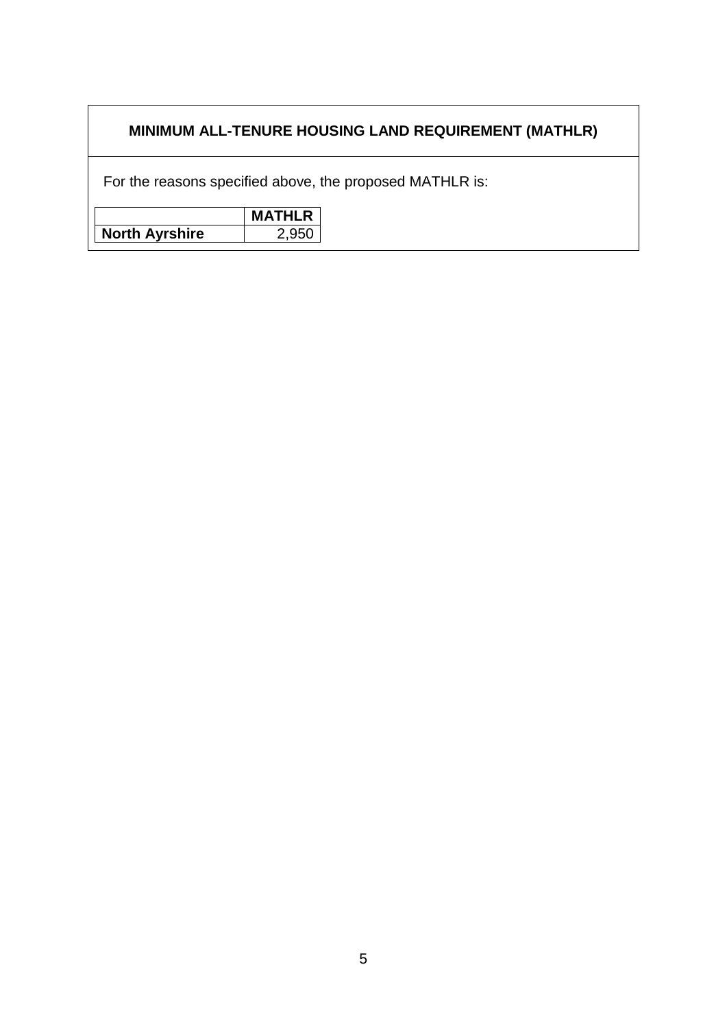**MINIMUM ALL-TENURE HOUSING LAND REQUIREMENT (MATHLR)**

For the reasons specified above, the proposed MATHLR is:

| | MATHLR |
|---|---|
| **North Ayrshire** | 2,950 |